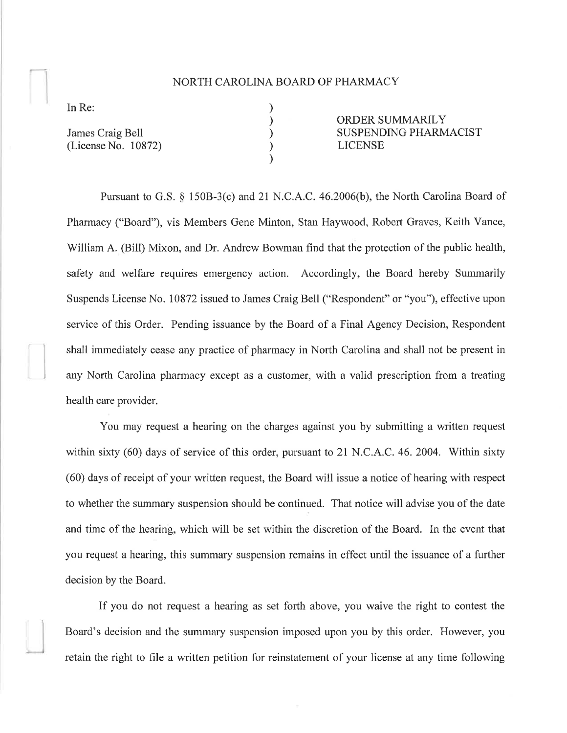NORTH CAROLINA BOARD OF PHARMACY

| | | |
|---|---|---|
| In Re: | ) | |
| | ) | ORDER SUMMARILY |
| James Craig Bell | ) | SUSPENDING PHARMACIST |
| (License No. 10872) | ) | LICENSE |
| | ) | |

Pursuant to G.S. § 150B-3(c) and 21 N.C.A.C. 46.2006(b), the North Carolina Board of Pharmacy ("Board"), vis Members Gene Minton, Stan Haywood, Robert Graves, Keith Vance, William A. (Bill) Mixon, and Dr. Andrew Bowman find that the protection of the public health, safety and welfare requires emergency action. Accordingly, the Board hereby Summarily Suspends License No. 10872 issued to James Craig Bell ("Respondent" or "you"), effective upon service of this Order. Pending issuance by the Board of a Final Agency Decision, Respondent shall immediately cease any practice of pharmacy in North Carolina and shall not be present in any North Carolina pharmacy except as a customer, with a valid prescription from a treating health care provider.

You may request a hearing on the charges against you by submitting a written request within sixty (60) days of service of this order, pursuant to 21 N.C.A.C. 46. 2004. Within sixty (60) days of receipt of your written request, the Board will issue a notice of hearing with respect to whether the summary suspension should be continued. That notice will advise you of the date and time of the hearing, which will be set within the discretion of the Board. In the event that you request a hearing, this summary suspension remains in effect until the issuance of a further decision by the Board.

If you do not request a hearing as set forth above, you waive the right to contest the Board's decision and the summary suspension imposed upon you by this order. However, you retain the right to file a written petition for reinstatement of your license at any time following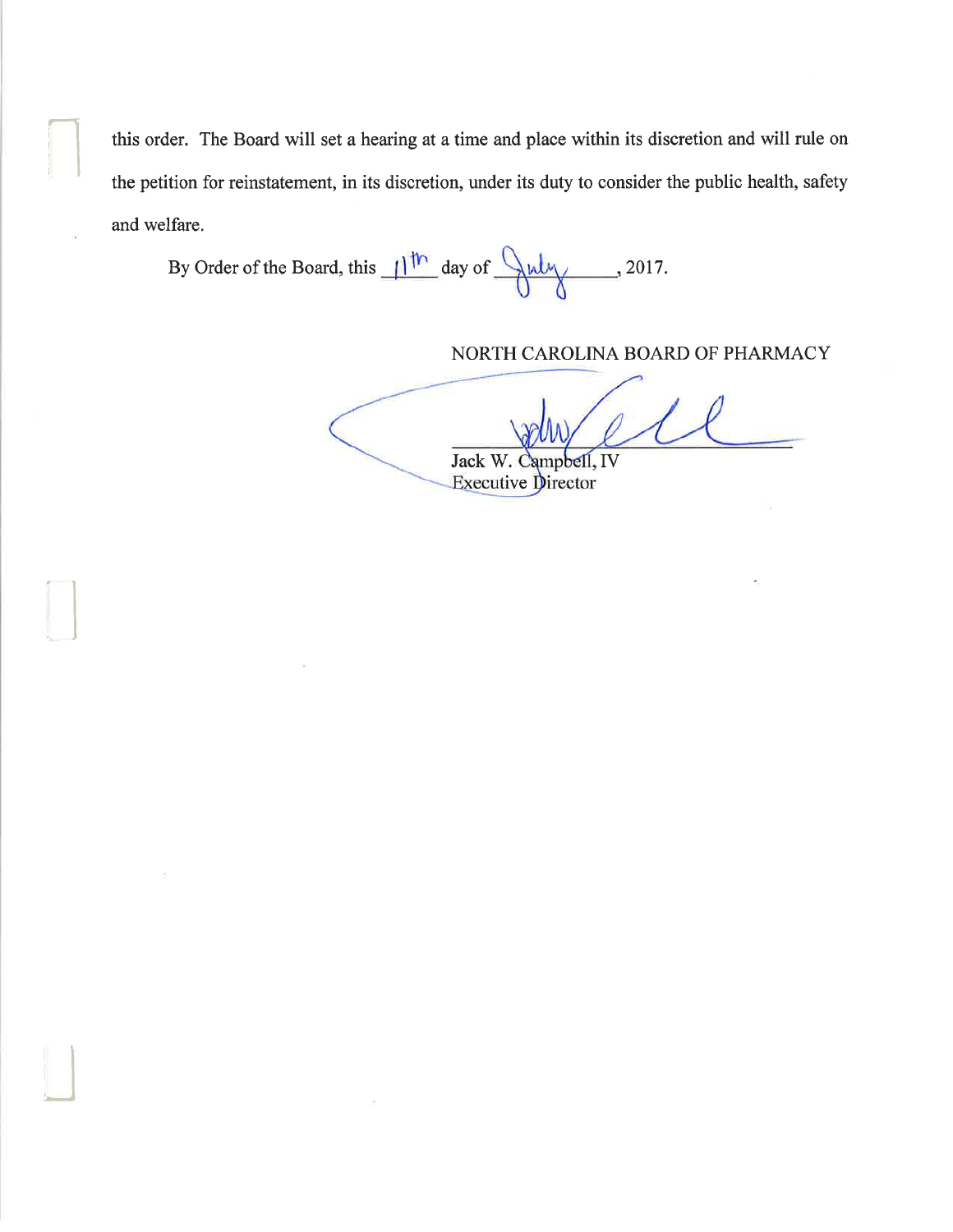this order. The Board will set a hearing at a time and place within its discretion and will rule on the petition for reinstatement, in its discretion, under its duty to consider the public health, safety and welfare.

By Order of the Board, this 11th day of July, 2017.

NORTH CAROLINA BOARD OF PHARMACY

Jack W. Campbell, IV
Executive Director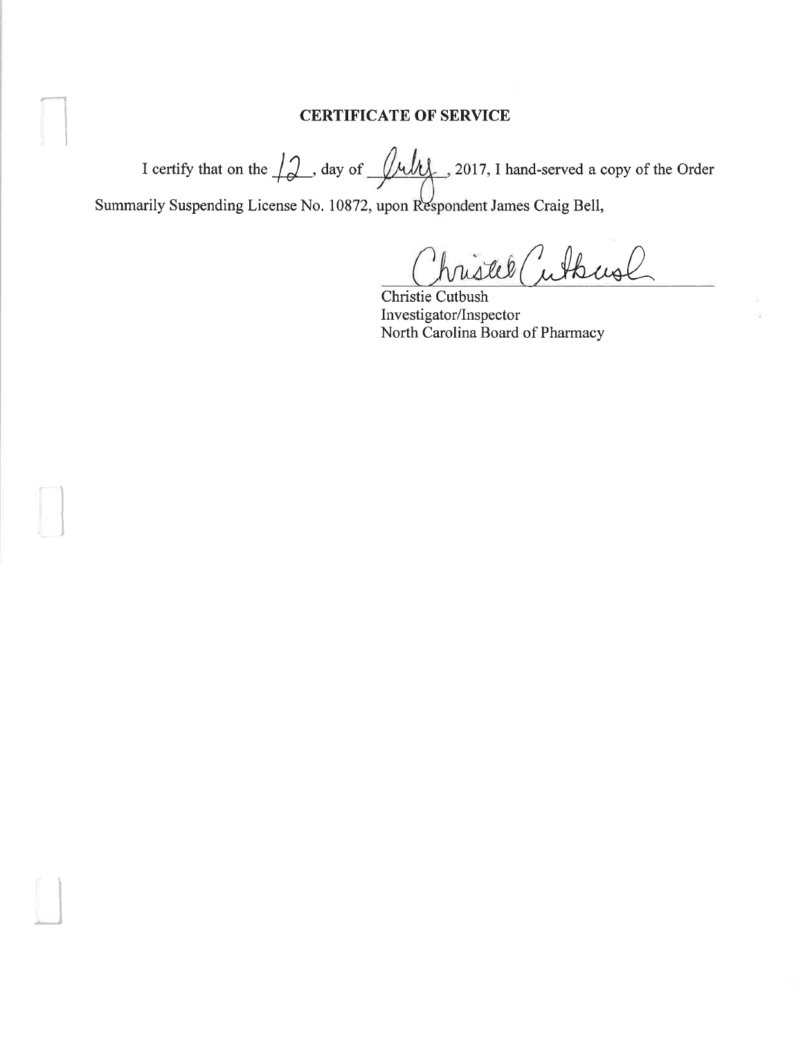## CERTIFICATE OF SERVICE

I certify that on the 12, day of July, 2017, I hand-served a copy of the Order Summarily Suspending License No. 10872, upon Respondent James Craig Bell,

Christie Cutbush

Christie Cutbush
Investigator/Inspector
North Carolina Board of Pharmacy